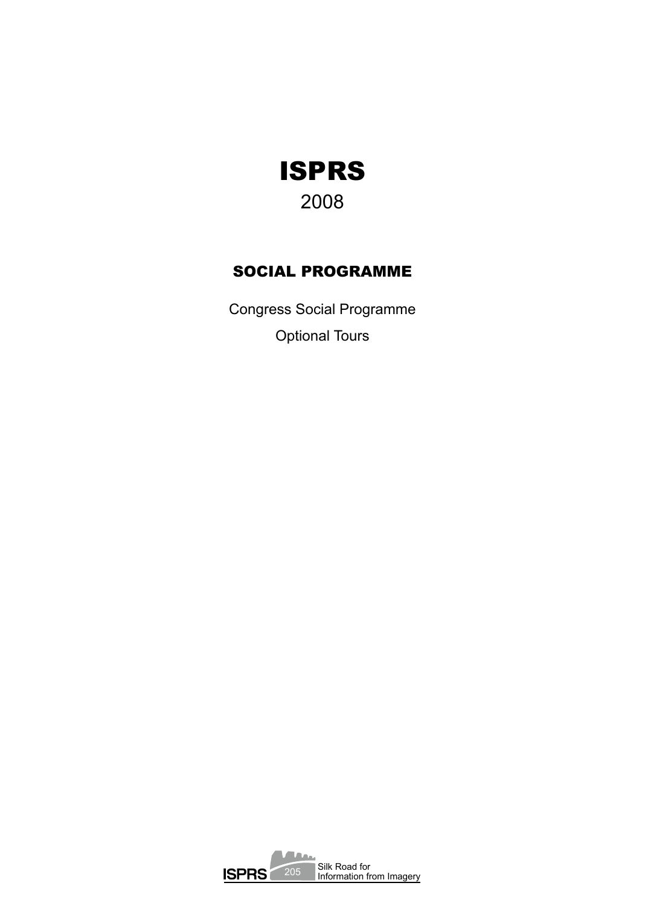# ISPRS

2008

## SOCIAL PROGRAMME

Congress Social Programme

Optional Tours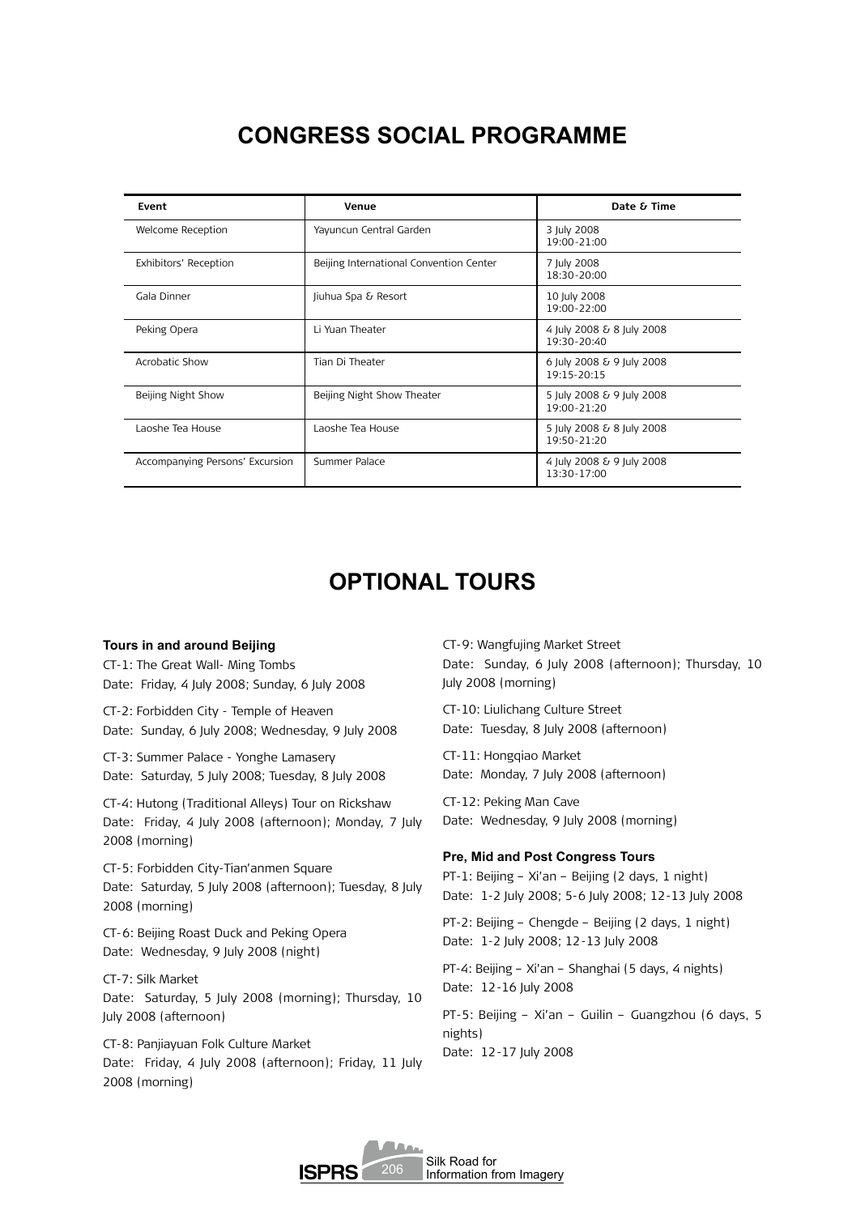# CONGRESS SOCIAL PROGRAMME

| Event | Venue | Date & Time |
|---|---|---|
| Welcome Reception | Yayuncun Central Garden | 3 July 2008<br>19:00-21:00 |
| Exhibitors' Reception | Beijing International Convention Center | 7 July 2008<br>18:30-20:00 |
| Gala Dinner | Jiuhua Spa & Resort | 10 July 2008<br>19:00-22:00 |
| Peking Opera | Li Yuan Theater | 4 July 2008 & 8 July 2008<br>19:30-20:40 |
| Acrobatic Show | Tian Di Theater | 6 July 2008 & 9 July 2008<br>19:15-20:15 |
| Beijing Night Show | Beijing Night Show Theater | 5 July 2008 & 9 July 2008<br>19:00-21:20 |
| Laoshe Tea House | Laoshe Tea House | 5 July 2008 & 8 July 2008<br>19:50-21:20 |
| Accompanying Persons' Excursion | Summer Palace | 4 July 2008 & 9 July 2008<br>13:30-17:00 |

# OPTIONAL TOURS

**Tours in and around Beijing**

CT-1: The Great Wall- Ming Tombs
Date: Friday, 4 July 2008; Sunday, 6 July 2008

CT-2: Forbidden City - Temple of Heaven
Date: Sunday, 6 July 2008; Wednesday, 9 July 2008

CT-3: Summer Palace - Yonghe Lamasery
Date: Saturday, 5 July 2008; Tuesday, 8 July 2008

CT-4: Hutong (Traditional Alleys) Tour on Rickshaw
Date: Friday, 4 July 2008 (afternoon); Monday, 7 July 2008 (morning)

CT-5: Forbidden City-Tian'anmen Square
Date: Saturday, 5 July 2008 (afternoon); Tuesday, 8 July 2008 (morning)

CT-6: Beijing Roast Duck and Peking Opera
Date: Wednesday, 9 July 2008 (night)

CT-7: Silk Market
Date: Saturday, 5 July 2008 (morning); Thursday, 10 July 2008 (afternoon)

CT-8: Panjiayuan Folk Culture Market
Date: Friday, 4 July 2008 (afternoon); Friday, 11 July 2008 (morning)

CT-9: Wangfujing Market Street
Date: Sunday, 6 July 2008 (afternoon); Thursday, 10 July 2008 (morning)

CT-10: Liulichang Culture Street
Date: Tuesday, 8 July 2008 (afternoon)

CT-11: Hongqiao Market
Date: Monday, 7 July 2008 (afternoon)

CT-12: Peking Man Cave
Date: Wednesday, 9 July 2008 (morning)

**Pre, Mid and Post Congress Tours**

PT-1: Beijing – Xi'an – Beijing (2 days, 1 night)
Date: 1-2 July 2008; 5-6 July 2008; 12-13 July 2008

PT-2: Beijing – Chengde – Beijing (2 days, 1 night)
Date: 1-2 July 2008; 12-13 July 2008

PT-4: Beijing – Xi'an – Shanghai (5 days, 4 nights)
Date: 12-16 July 2008

PT-5: Beijing – Xi'an – Guilin – Guangzhou (6 days, 5 nights)
Date: 12-17 July 2008